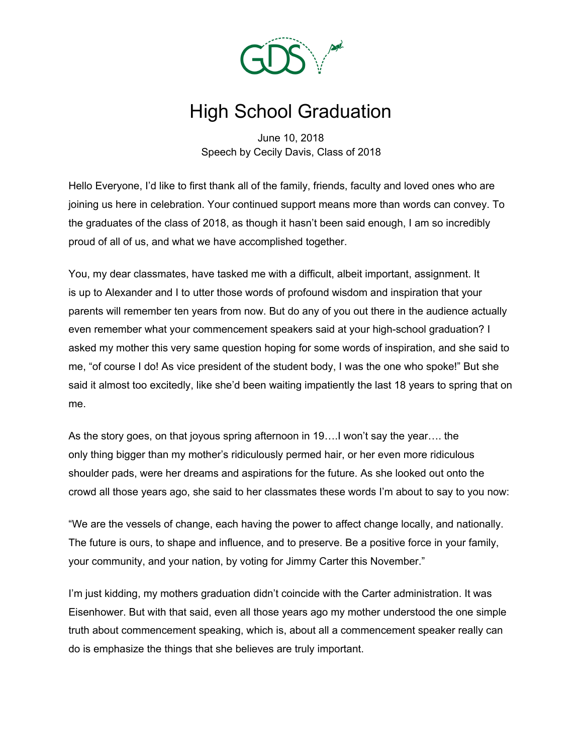# High School Graduation

June 10, 2018
Speech by Cecily Davis, Class of 2018

Hello Everyone, I'd like to first thank all of the family, friends, faculty and loved ones who are joining us here in celebration. Your continued support means more than words can convey. To the graduates of the class of 2018, as though it hasn't been said enough, I am so incredibly proud of all of us, and what we have accomplished together.

You, my dear classmates, have tasked me with a difficult, albeit important, assignment. It is up to Alexander and I to utter those words of profound wisdom and inspiration that your parents will remember ten years from now. But do any of you out there in the audience actually even remember what your commencement speakers said at your high-school graduation? I asked my mother this very same question hoping for some words of inspiration, and she said to me, "of course I do! As vice president of the student body, I was the one who spoke!" But she said it almost too excitedly, like she'd been waiting impatiently the last 18 years to spring that on me.

As the story goes, on that joyous spring afternoon in 19….I won't say the year…. the only thing bigger than my mother's ridiculously permed hair, or her even more ridiculous shoulder pads, were her dreams and aspirations for the future. As she looked out onto the crowd all those years ago, she said to her classmates these words I'm about to say to you now:

"We are the vessels of change, each having the power to affect change locally, and nationally. The future is ours, to shape and influence, and to preserve. Be a positive force in your family, your community, and your nation, by voting for Jimmy Carter this November."

I'm just kidding, my mothers graduation didn't coincide with the Carter administration. It was Eisenhower. But with that said, even all those years ago my mother understood the one simple truth about commencement speaking, which is, about all a commencement speaker really can do is emphasize the things that she believes are truly important.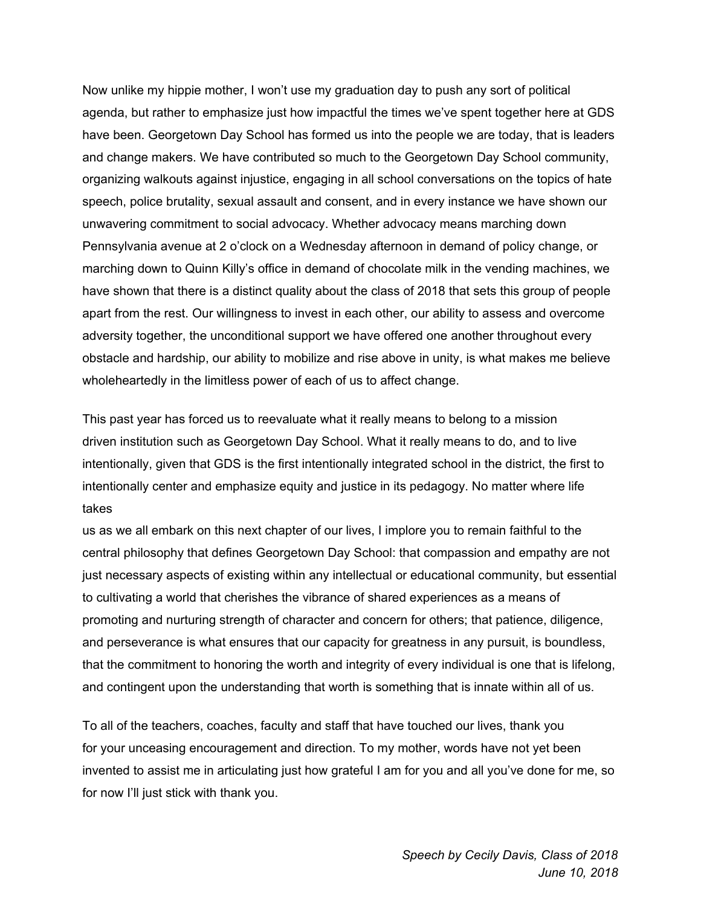Now unlike my hippie mother, I won't use my graduation day to push any sort of political agenda, but rather to emphasize just how impactful the times we've spent together here at GDS have been. Georgetown Day School has formed us into the people we are today, that is leaders and change makers. We have contributed so much to the Georgetown Day School community, organizing walkouts against injustice, engaging in all school conversations on the topics of hate speech, police brutality, sexual assault and consent, and in every instance we have shown our unwavering commitment to social advocacy. Whether advocacy means marching down Pennsylvania avenue at 2 o'clock on a Wednesday afternoon in demand of policy change, or marching down to Quinn Killy's office in demand of chocolate milk in the vending machines, we have shown that there is a distinct quality about the class of 2018 that sets this group of people apart from the rest. Our willingness to invest in each other, our ability to assess and overcome adversity together, the unconditional support we have offered one another throughout every obstacle and hardship, our ability to mobilize and rise above in unity, is what makes me believe wholeheartedly in the limitless power of each of us to affect change.

This past year has forced us to reevaluate what it really means to belong to a mission driven institution such as Georgetown Day School. What it really means to do, and to live intentionally, given that GDS is the first intentionally integrated school in the district, the first to intentionally center and emphasize equity and justice in its pedagogy. No matter where life takes us as we all embark on this next chapter of our lives, I implore you to remain faithful to the central philosophy that defines Georgetown Day School: that compassion and empathy are not just necessary aspects of existing within any intellectual or educational community, but essential to cultivating a world that cherishes the vibrance of shared experiences as a means of promoting and nurturing strength of character and concern for others; that patience, diligence, and perseverance is what ensures that our capacity for greatness in any pursuit, is boundless, that the commitment to honoring the worth and integrity of every individual is one that is lifelong, and contingent upon the understanding that worth is something that is innate within all of us.

To all of the teachers, coaches, faculty and staff that have touched our lives, thank you for your unceasing encouragement and direction. To my mother, words have not yet been invented to assist me in articulating just how grateful I am for you and all you've done for me, so for now I'll just stick with thank you.

*Speech by Cecily Davis, Class of 2018*
*June 10, 2018*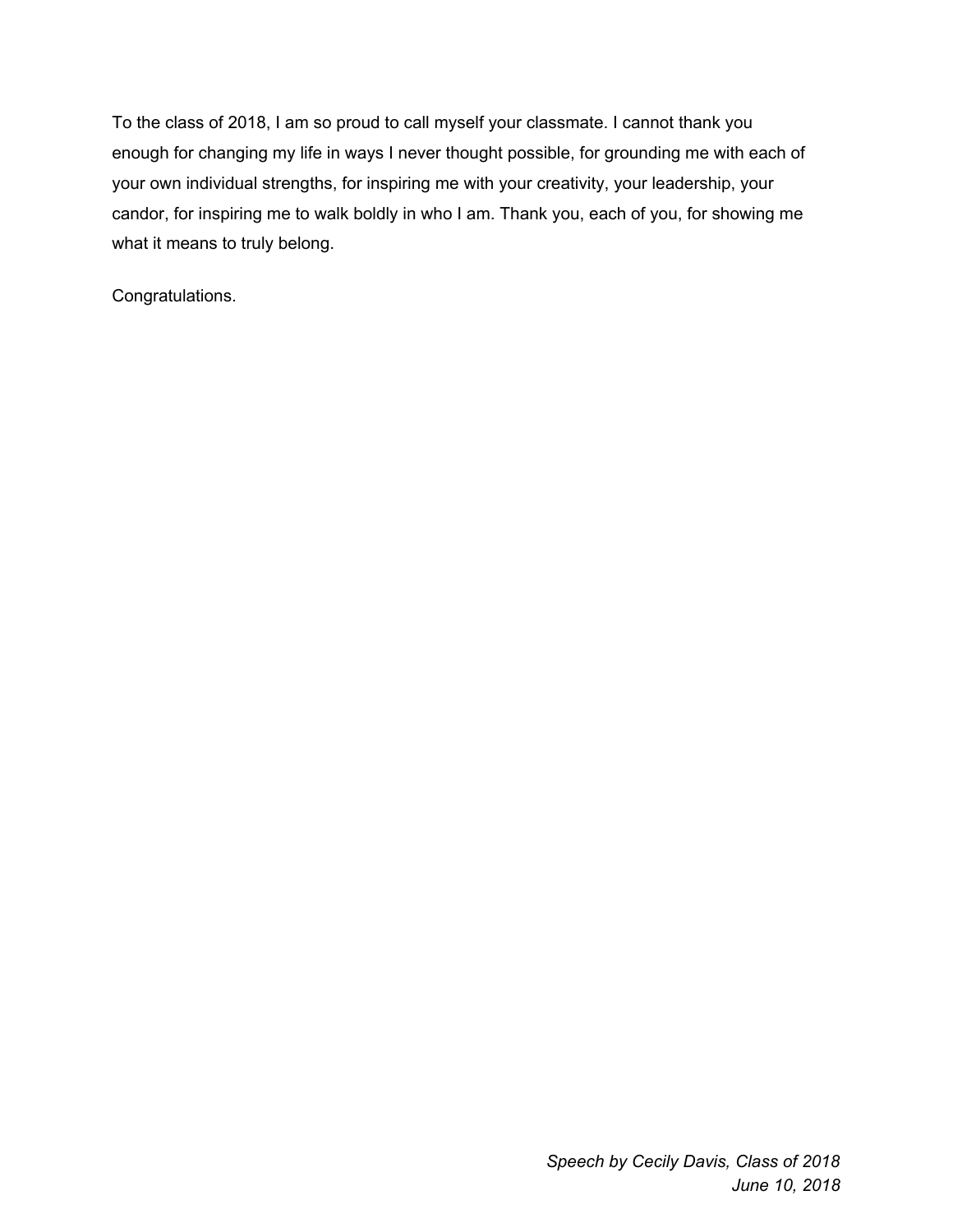To the class of 2018, I am so proud to call myself your classmate. I cannot thank you enough for changing my life in ways I never thought possible, for grounding me with each of your own individual strengths, for inspiring me with your creativity, your leadership, your candor, for inspiring me to walk boldly in who I am. Thank you, each of you, for showing me what it means to truly belong.

Congratulations.

*Speech by Cecily Davis, Class of 2018*
*June 10, 2018*